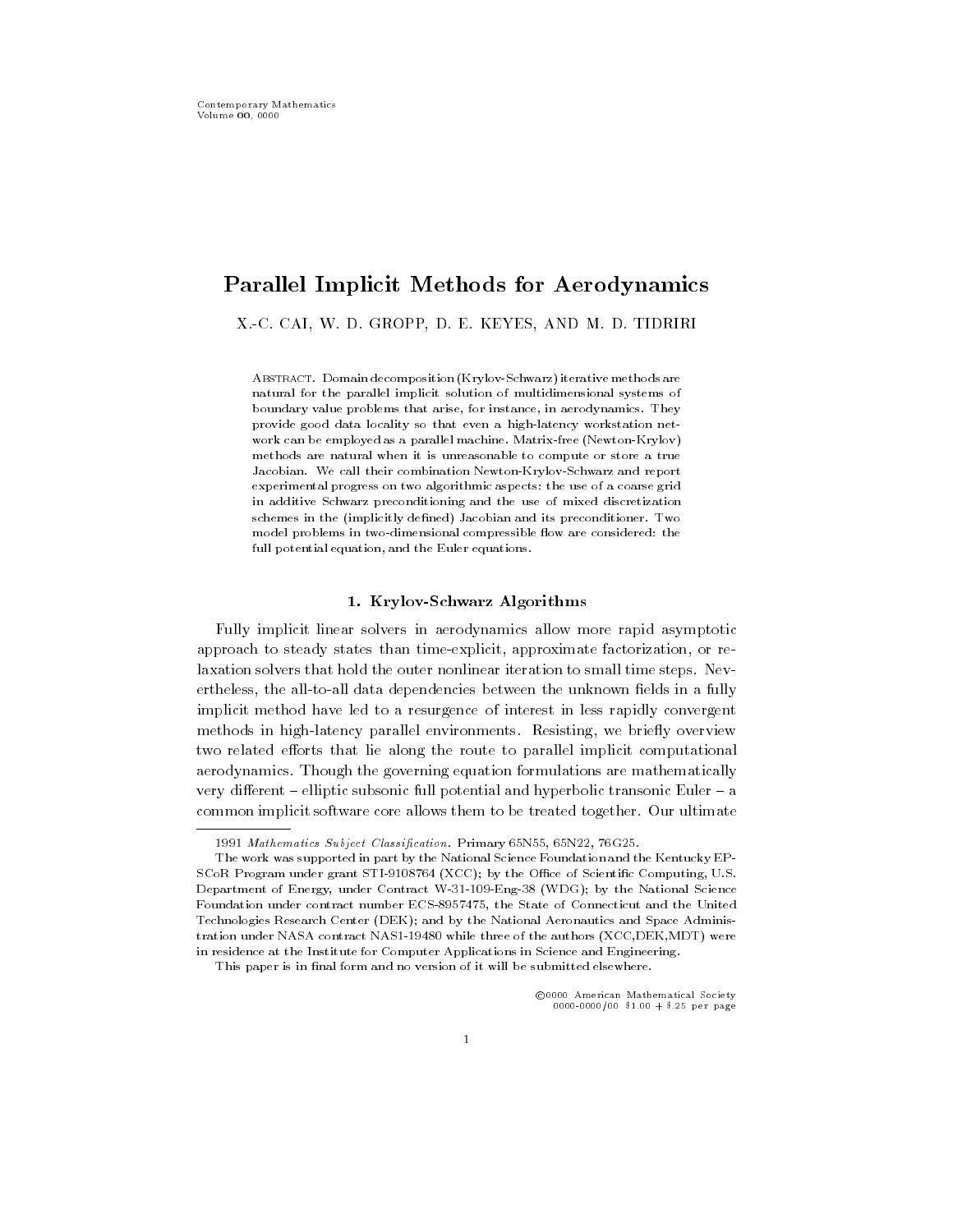# Parallel Implicit Methods for Aerodynamics

X.-C. CAI, W. D. GROPP, D. E. KEYES, AND M. D. TIDRIRI

Abstract. Domain decomposition (Krylov-Schwarz) iterative methods are natural for the parallel implicit solution of multidimensional systems of boundary value problems that arise, for instance, in aerodynamics. They provide good data locality so that even a high-latency workstation network can be employed as a parallel machine. Matrix-free (Newton-Krylov) methods are natural when it is unreasonable to compute or store a true Jacobian. We call their combination Newton-Krylov-Schwarz and report experimental progress on two algorithmic aspects: the use of a coarse grid in additive Schwarz preconditioning and the use of mixed discretization schemes in the (implicitly defined) Jacobian and its preconditioner. Two model problems in two-dimensional compressible flow are considered: the full potential equation, and the Euler equations.

## 1. Krylov-Schwarz Algorithms

Fully implicit linear solvers in aerodynamics allow more rapid asymptotic approach to steady states than time-explicit, approximate factorization, or relaxation solvers that hold the outer nonlinear iteration to small time steps. Nevertheless, the all-to-all data dependencies between the unknown fields in a fully implicit method have led to a resurgence of interest in less rapidly convergent methods in high-latency parallel environments. Resisting, we briefly overview two related efforts that lie along the route to parallel implicit computational aerodynamics. Though the governing equation formulations are mathematically very different – elliptic subsonic full potential and hyperbolic transonic Euler – a common implicit software core allows them to be treated together. Our ultimate

---

1991 *Mathematics Subject Classification*. Primary 65N55, 65N22, 76G25.

The work was supported in part by the National Science Foundation and the Kentucky EPSCoR Program under grant STI-9108764 (XCC); by the Office of Scientific Computing, U.S. Department of Energy, under Contract W-31-109-Eng-38 (WDG); by the National Science Foundation under contract number ECS-8957475, the State of Connecticut and the United Technologies Research Center (DEK); and by the National Aeronautics and Space Administration under NASA contract NAS1-19480 while three of the authors (XCC,DEK,MDT) were in residence at the Institute for Computer Applications in Science and Engineering.

This paper is in final form and no version of it will be submitted elsewhere.

©0000 American Mathematical Society
0000-0000/00 $1.00 + $.25 per page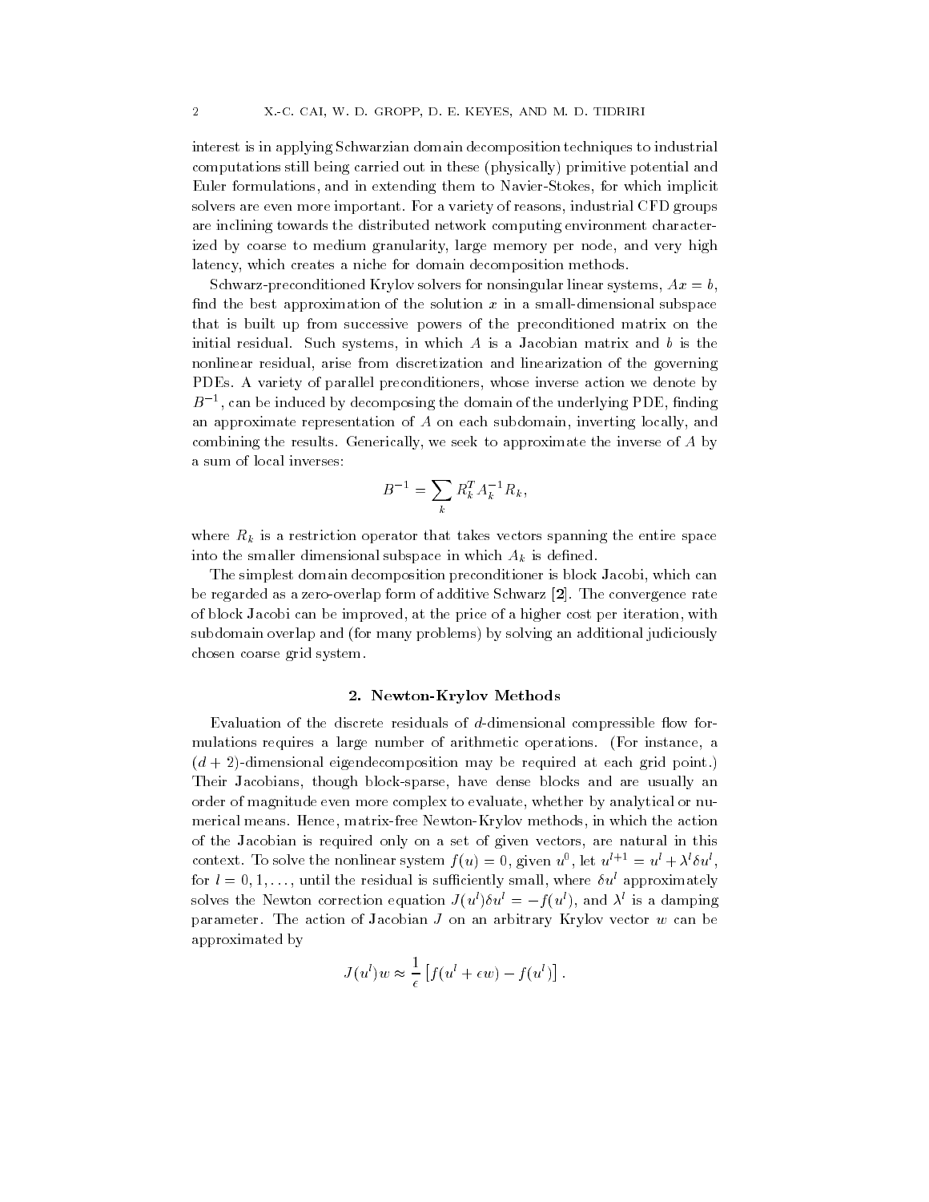interest is in applying Schwarzian domain decomposition techniques to industrial computations still being carried out in these (physically) primitive potential and Euler formulations, and in extending them to Navier-Stokes, for which implicit solvers are even more important. For a variety of reasons, industrial CFD groups are inclining towards the distributed network computing environment characterized by coarse to medium granularity, large memory per node, and very high latency, which creates a niche for domain decomposition methods.

Schwarz-preconditioned Krylov solvers for nonsingular linear systems, $Ax = b$, find the best approximation of the solution $x$ in a small-dimensional subspace that is built up from successive powers of the preconditioned matrix on the initial residual. Such systems, in which $A$ is a Jacobian matrix and $b$ is the nonlinear residual, arise from discretization and linearization of the governing PDEs. A variety of parallel preconditioners, whose inverse action we denote by $B^{-1}$, can be induced by decomposing the domain of the underlying PDE, finding an approximate representation of $A$ on each subdomain, inverting locally, and combining the results. Generically, we seek to approximate the inverse of $A$ by a sum of local inverses:

$$B^{-1} = \sum_k R_k^T A_k^{-1} R_k,$$

where $R_k$ is a restriction operator that takes vectors spanning the entire space into the smaller dimensional subspace in which $A_k$ is defined.

The simplest domain decomposition preconditioner is block Jacobi, which can be regarded as a zero-overlap form of additive Schwarz [**2**]. The convergence rate of block Jacobi can be improved, at the price of a higher cost per iteration, with subdomain overlap and (for many problems) by solving an additional judiciously chosen coarse grid system.

## 2. Newton-Krylov Methods

Evaluation of the discrete residuals of $d$-dimensional compressible flow formulations requires a large number of arithmetic operations. (For instance, a $(d+2)$-dimensional eigendecomposition may be required at each grid point.) Their Jacobians, though block-sparse, have dense blocks and are usually an order of magnitude even more complex to evaluate, whether by analytical or numerical means. Hence, matrix-free Newton-Krylov methods, in which the action of the Jacobian is required only on a set of given vectors, are natural in this context. To solve the nonlinear system $f(u) = 0$, given $u^0$, let $u^{l+1} = u^l + \lambda^l \delta u^l$, for $l = 0, 1, \ldots$, until the residual is sufficiently small, where $\delta u^l$ approximately solves the Newton correction equation $J(u^l)\delta u^l = -f(u^l)$, and $\lambda^l$ is a damping parameter. The action of Jacobian $J$ on an arbitrary Krylov vector $w$ can be approximated by

$$J(u^l)w \approx \frac{1}{\epsilon}\left[f(u^l + \epsilon w) - f(u^l)\right].$$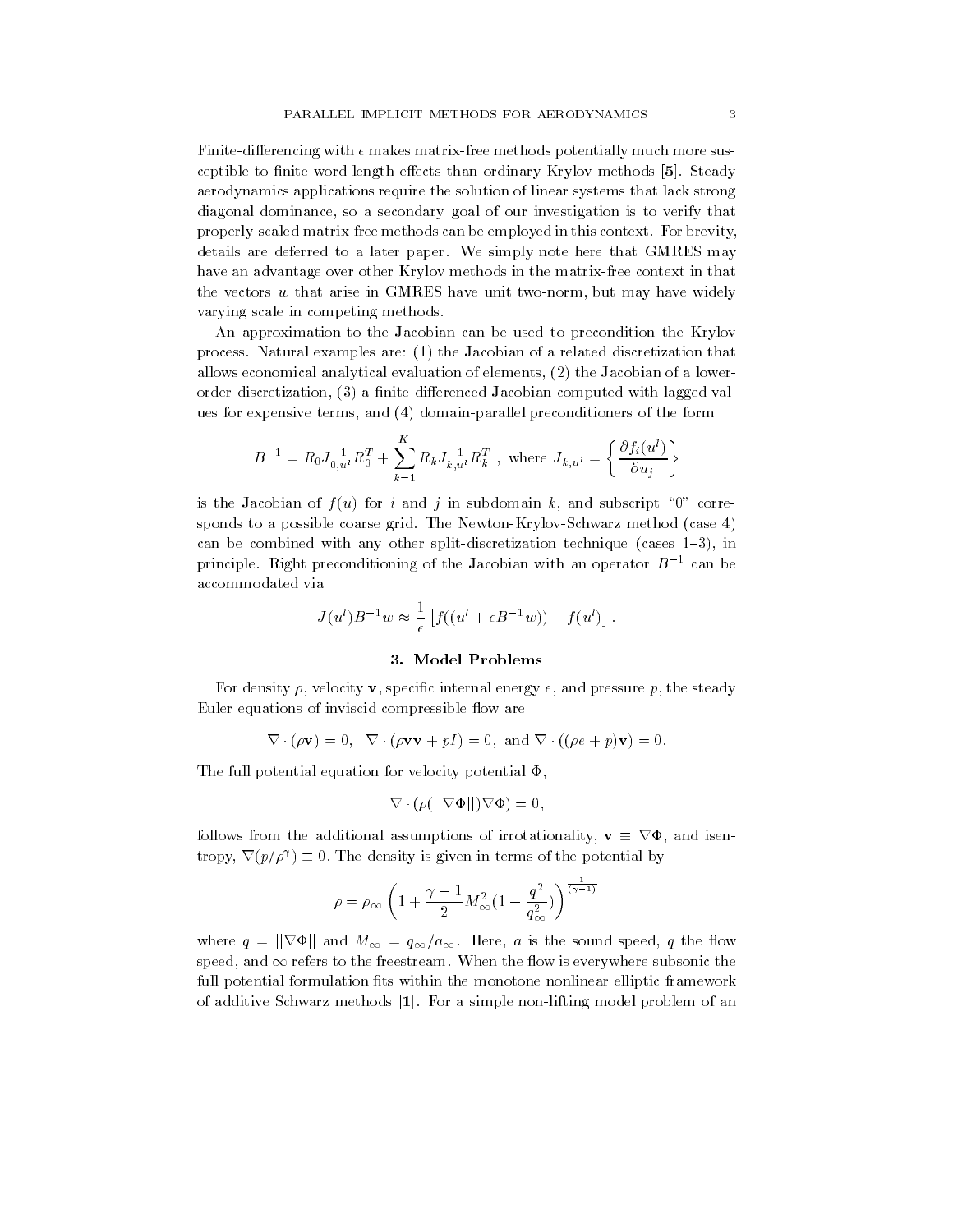Finite-differencing with $\epsilon$ makes matrix-free methods potentially much more susceptible to finite word-length effects than ordinary Krylov methods [**5**]. Steady aerodynamics applications require the solution of linear systems that lack strong diagonal dominance, so a secondary goal of our investigation is to verify that properly-scaled matrix-free methods can be employed in this context. For brevity, details are deferred to a later paper. We simply note here that GMRES may have an advantage over other Krylov methods in the matrix-free context in that the vectors $w$ that arise in GMRES have unit two-norm, but may have widely varying scale in competing methods.

An approximation to the Jacobian can be used to precondition the Krylov process. Natural examples are: (1) the Jacobian of a related discretization that allows economical analytical evaluation of elements, (2) the Jacobian of a lower-order discretization, (3) a finite-differenced Jacobian computed with lagged values for expensive terms, and (4) domain-parallel preconditioners of the form

$$B^{-1} = R_0 J_{0,u^l}^{-1} R_0^T + \sum_{k=1}^{K} R_k J_{k,u^l}^{-1} R_k^T \ , \text{ where } J_{k,u^l} = \left\{ \frac{\partial f_i(u^l)}{\partial u_j} \right\}$$

is the Jacobian of $f(u)$ for $i$ and $j$ in subdomain $k$, and subscript "0" corresponds to a possible coarse grid. The Newton-Krylov-Schwarz method (case 4) can be combined with any other split-discretization technique (cases 1–3), in principle. Right preconditioning of the Jacobian with an operator $B^{-1}$ can be accommodated via

$$J(u^l)B^{-1}w \approx \frac{1}{\epsilon}\left[f((u^l + \epsilon B^{-1}w)) - f(u^l)\right].$$

## 3. Model Problems

For density $\rho$, velocity $\mathbf{v}$, specific internal energy $e$, and pressure $p$, the steady Euler equations of inviscid compressible flow are

$$\nabla \cdot (\rho \mathbf{v}) = 0, \quad \nabla \cdot (\rho \mathbf{v}\mathbf{v} + pI) = 0, \text{ and } \nabla \cdot ((\rho e + p)\mathbf{v}) = 0.$$

The full potential equation for velocity potential $\Phi$,

$$\nabla \cdot (\rho(||\nabla\Phi||)\nabla\Phi) = 0,$$

follows from the additional assumptions of irrotationality, $\mathbf{v} \equiv \nabla\Phi$, and isentropy, $\nabla(p/\rho^\gamma) \equiv 0$. The density is given in terms of the potential by

$$\rho = \rho_\infty \left(1 + \frac{\gamma - 1}{2} M_\infty^2 (1 - \frac{q^2}{q_\infty^2})\right)^{\frac{1}{(\gamma-1)}}$$

where $q = ||\nabla\Phi||$ and $M_\infty = q_\infty / a_\infty$. Here, $a$ is the sound speed, $q$ the flow speed, and $\infty$ refers to the freestream. When the flow is everywhere subsonic the full potential formulation fits within the monotone nonlinear elliptic framework of additive Schwarz methods [**1**]. For a simple non-lifting model problem of an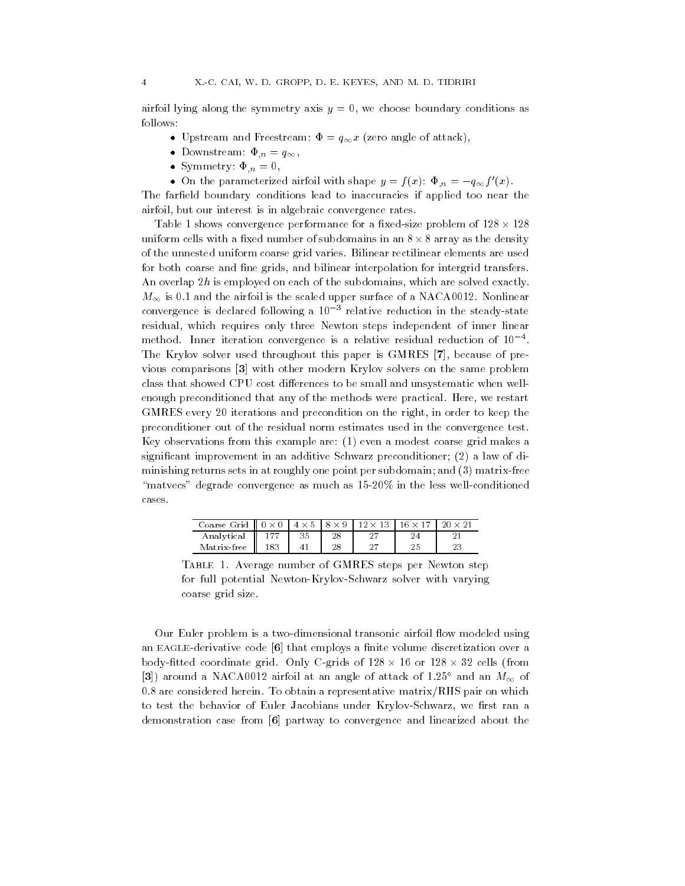airfoil lying along the symmetry axis $y = 0$, we choose boundary conditions as follows:

- Upstream and Freestream: $\Phi = q_\infty x$ (zero angle of attack),
- Downstream: $\Phi_{,n} = q_\infty$,
- Symmetry: $\Phi_{,n} = 0$,
- On the parameterized airfoil with shape $y = f(x)$: $\Phi_{,n} = -q_\infty f'(x)$.

The farfield boundary conditions lead to inaccuracies if applied too near the airfoil, but our interest is in algebraic convergence rates.

Table 1 shows convergence performance for a fixed-size problem of $128 \times 128$ uniform cells with a fixed number of subdomains in an $8 \times 8$ array as the density of the unnested uniform coarse grid varies. Bilinear rectilinear elements are used for both coarse and fine grids, and bilinear interpolation for intergrid transfers. An overlap $2h$ is employed on each of the subdomains, which are solved exactly. $M_\infty$ is 0.1 and the airfoil is the scaled upper surface of a NACA0012. Nonlinear convergence is declared following a $10^{-3}$ relative reduction in the steady-state residual, which requires only three Newton steps independent of inner linear method. Inner iteration convergence is a relative residual reduction of $10^{-4}$. The Krylov solver used throughout this paper is GMRES [**7**], because of previous comparisons [**3**] with other modern Krylov solvers on the same problem class that showed CPU cost differences to be small and unsystematic when well-enough preconditioned that any of the methods were practical. Here, we restart GMRES every 20 iterations and precondition on the right, in order to keep the preconditioner out of the residual norm estimates used in the convergence test. Key observations from this example are: (1) even a modest coarse grid makes a significant improvement in an additive Schwarz preconditioner; (2) a law of diminishing returns sets in at roughly one point per subdomain; and (3) matrix-free "matvecs" degrade convergence as much as 15-20% in the less well-conditioned cases.

| Coarse Grid | $0 \times 0$ | $4 \times 5$ | $8 \times 9$ | $12 \times 13$ | $16 \times 17$ | $20 \times 21$ |
|---|---|---|---|---|---|---|
| Analytical | 177 | 35 | 28 | 27 | 24 | 21 |
| Matrix-free | 183 | 41 | 28 | 27 | 25 | 23 |

Table 1. Average number of GMRES steps per Newton step for full potential Newton-Krylov-Schwarz solver with varying coarse grid size.

Our Euler problem is a two-dimensional transonic airfoil flow modeled using an EAGLE-derivative code [**6**] that employs a finite volume discretization over a body-fitted coordinate grid. Only C-grids of $128 \times 16$ or $128 \times 32$ cells (from [**3**]) around a NACA0012 airfoil at an angle of attack of $1.25°$ and an $M_\infty$ of 0.8 are considered herein. To obtain a representative matrix/RHS pair on which to test the behavior of Euler Jacobians under Krylov-Schwarz, we first ran a demonstration case from [**6**] partway to convergence and linearized about the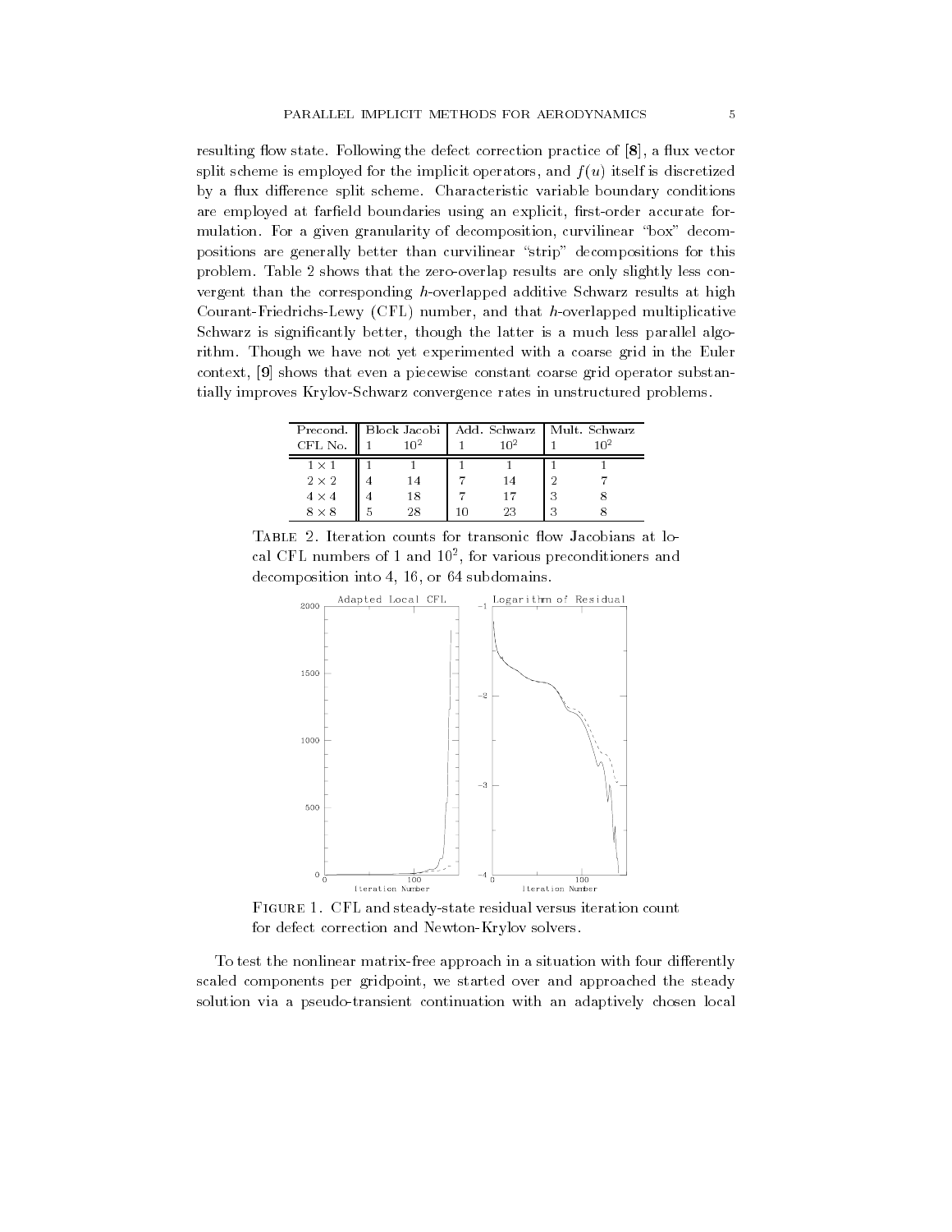resulting flow state. Following the defect correction practice of [**8**], a flux vector split scheme is employed for the implicit operators, and $f(u)$ itself is discretized by a flux difference split scheme. Characteristic variable boundary conditions are employed at farfield boundaries using an explicit, first-order accurate formulation. For a given granularity of decomposition, curvilinear "box" decompositions are generally better than curvilinear "strip" decompositions for this problem. Table 2 shows that the zero-overlap results are only slightly less convergent than the corresponding $h$-overlapped additive Schwarz results at high Courant-Friedrichs-Lewy (CFL) number, and that $h$-overlapped multiplicative Schwarz is significantly better, though the latter is a much less parallel algorithm. Though we have not yet experimented with a coarse grid in the Euler context, [**9**] shows that even a piecewise constant coarse grid operator substantially improves Krylov-Schwarz convergence rates in unstructured problems.

| Precond. | Block Jacobi | | Add. Schwarz | | Mult. Schwarz | |
|---|---|---|---|---|---|---|
| CFL No. | 1 | $10^2$ | 1 | $10^2$ | 1 | $10^2$ |
| $1 \times 1$ | 1 | 1 | 1 | 1 | 1 | 1 |
| $2 \times 2$ | 4 | 14 | 7 | 14 | 2 | 7 |
| $4 \times 4$ | 4 | 18 | 7 | 17 | 3 | 8 |
| $8 \times 8$ | 5 | 28 | 10 | 23 | 3 | 8 |

TABLE 2. Iteration counts for transonic flow Jacobians at local CFL numbers of 1 and $10^2$, for various preconditioners and decomposition into 4, 16, or 64 subdomains.

FIGURE 1. CFL and steady-state residual versus iteration count for defect correction and Newton-Krylov solvers.

To test the nonlinear matrix-free approach in a situation with four differently scaled components per gridpoint, we started over and approached the steady solution via a pseudo-transient continuation with an adaptively chosen local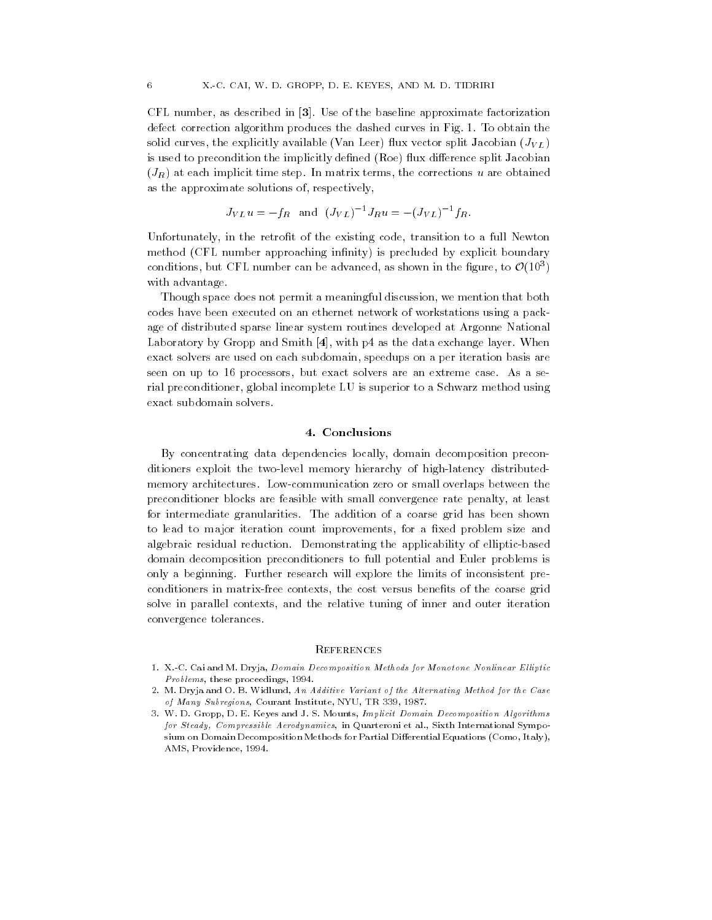CFL number, as described in [**3**]. Use of the baseline approximate factorization defect correction algorithm produces the dashed curves in Fig. 1. To obtain the solid curves, the explicitly available (Van Leer) flux vector split Jacobian ($J_{VL}$) is used to precondition the implicitly defined (Roe) flux difference split Jacobian ($J_R$) at each implicit time step. In matrix terms, the corrections $u$ are obtained as the approximate solutions of, respectively,

$$J_{VL} u = -f_R \quad \text{and} \quad (J_{VL})^{-1} J_R u = -(J_{VL})^{-1} f_R.$$

Unfortunately, in the retrofit of the existing code, transition to a full Newton method (CFL number approaching infinity) is precluded by explicit boundary conditions, but CFL number can be advanced, as shown in the figure, to $\mathcal{O}(10^3)$ with advantage.

Though space does not permit a meaningful discussion, we mention that both codes have been executed on an ethernet network of workstations using a package of distributed sparse linear system routines developed at Argonne National Laboratory by Gropp and Smith [**4**], with p4 as the data exchange layer. When exact solvers are used on each subdomain, speedups on a per iteration basis are seen on up to 16 processors, but exact solvers are an extreme case. As a serial preconditioner, global incomplete LU is superior to a Schwarz method using exact subdomain solvers.

## 4. Conclusions

By concentrating data dependencies locally, domain decomposition preconditioners exploit the two-level memory hierarchy of high-latency distributed-memory architectures. Low-communication zero or small overlaps between the preconditioner blocks are feasible with small convergence rate penalty, at least for intermediate granularities. The addition of a coarse grid has been shown to lead to major iteration count improvements, for a fixed problem size and algebraic residual reduction. Demonstrating the applicability of elliptic-based domain decomposition preconditioners to full potential and Euler problems is only a beginning. Further research will explore the limits of inconsistent preconditioners in matrix-free contexts, the cost versus benefits of the coarse grid solve in parallel contexts, and the relative tuning of inner and outer iteration convergence tolerances.

## References

1. X.-C. Cai and M. Dryja, *Domain Decomposition Methods for Monotone Nonlinear Elliptic Problems*, these proceedings, 1994.
2. M. Dryja and O. B. Widlund, *An Additive Variant of the Alternating Method for the Case of Many Subregions*, Courant Institute, NYU, TR 339, 1987.
3. W. D. Gropp, D. E. Keyes and J. S. Mounts, *Implicit Domain Decomposition Algorithms for Steady, Compressible Aerodynamics*, in Quarteroni et al., Sixth International Symposium on Domain Decomposition Methods for Partial Differential Equations (Como, Italy), AMS, Providence, 1994.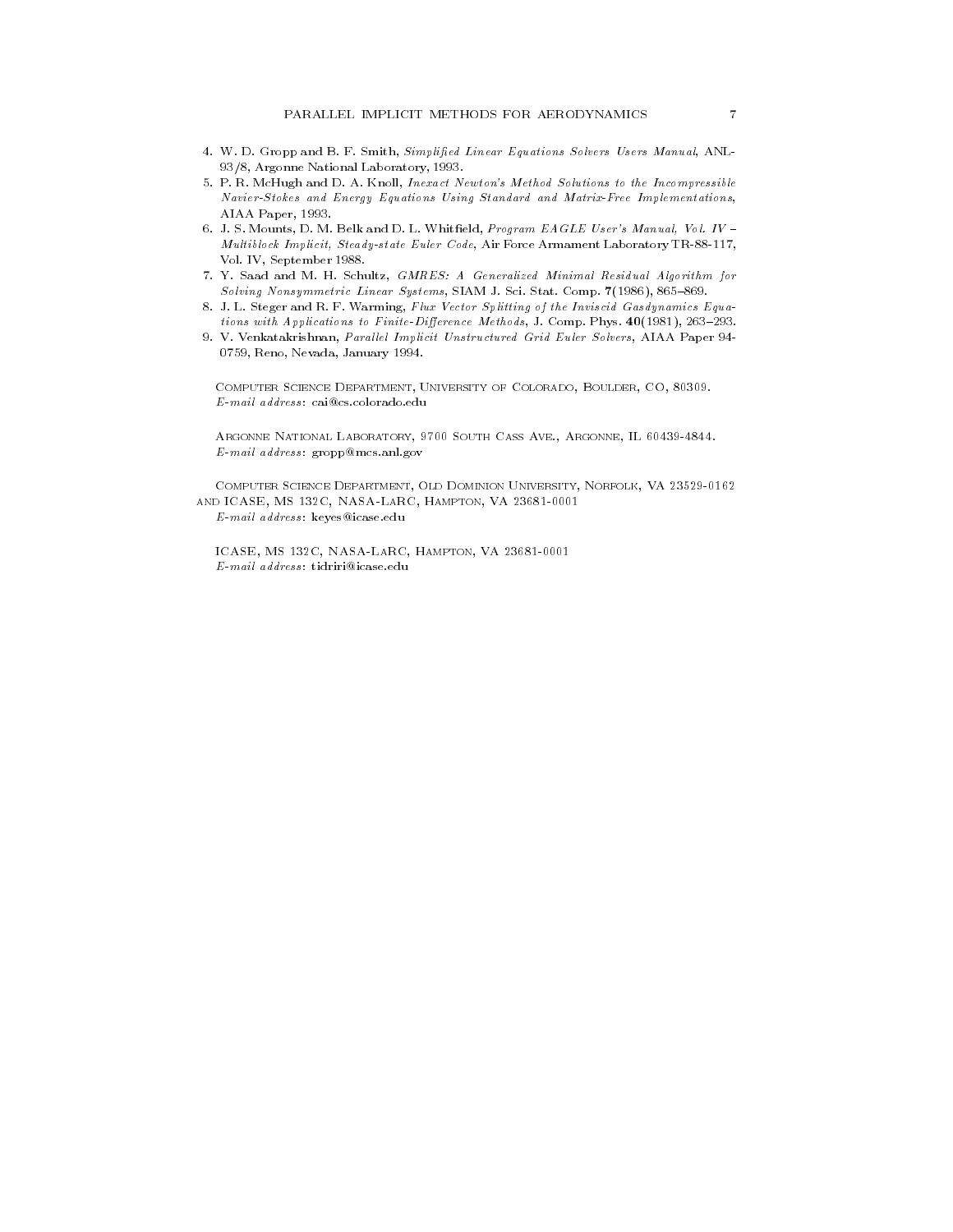4. W. D. Gropp and B. F. Smith, *Simplified Linear Equations Solvers Users Manual*, ANL-93/8, Argonne National Laboratory, 1993.
5. P. R. McHugh and D. A. Knoll, *Inexact Newton's Method Solutions to the Incompressible Navier-Stokes and Energy Equations Using Standard and Matrix-Free Implementations*, AIAA Paper, 1993.
6. J. S. Mounts, D. M. Belk and D. L. Whitfield, *Program EAGLE User's Manual, Vol. IV – Multiblock Implicit, Steady-state Euler Code*, Air Force Armament Laboratory TR-88-117, Vol. IV, September 1988.
7. Y. Saad and M. H. Schultz, *GMRES: A Generalized Minimal Residual Algorithm for Solving Nonsymmetric Linear Systems*, SIAM J. Sci. Stat. Comp. **7**(1986), 865–869.
8. J. L. Steger and R. F. Warming, *Flux Vector Splitting of the Inviscid Gasdynamics Equations with Applications to Finite-Difference Methods*, J. Comp. Phys. **40**(1981), 263–293.
9. V. Venkatakrishnan, *Parallel Implicit Unstructured Grid Euler Solvers*, AIAA Paper 94-0759, Reno, Nevada, January 1994.

Computer Science Department, University of Colorado, Boulder, CO, 80309.
*E-mail address*: cai@cs.colorado.edu

Argonne National Laboratory, 9700 South Cass Ave., Argonne, IL 60439-4844.
*E-mail address*: gropp@mcs.anl.gov

Computer Science Department, Old Dominion University, Norfolk, VA 23529-0162 and ICASE, MS 132C, NASA-LaRC, Hampton, VA 23681-0001
*E-mail address*: keyes@icase.edu

ICASE, MS 132C, NASA-LaRC, Hampton, VA 23681-0001
*E-mail address*: tidriri@icase.edu